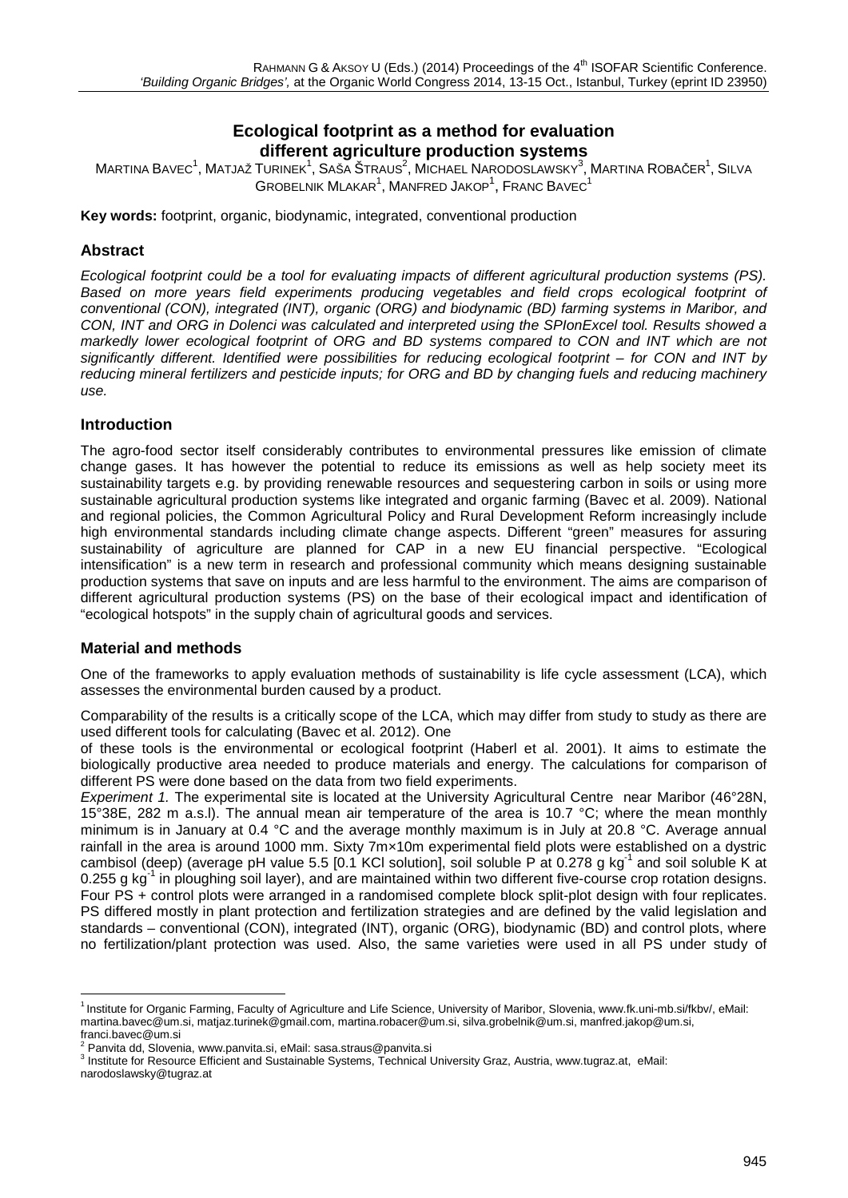# Ecological footprint as a method for evaluation different agriculture production systems

MARTINA BAVEC[1], MATJAŽ TURINEK[1], SAŠA ŠTRAUS[2], MICHAEL NARODOSLAWSKY[3], MARTINA ROBAČER[1], SILVA GROBELNIK MLAKAR[1], MANFRED JAKOP[1], FRANC BAVEC[1]

**Key words:** footprint, organic, biodynamic, integrated, conventional production

## Abstract

*Ecological footprint could be a tool for evaluating impacts of different agricultural production systems (PS). Based on more years field experiments producing vegetables and field crops ecological footprint of conventional (CON), integrated (INT), organic (ORG) and biodynamic (BD) farming systems in Maribor, and CON, INT and ORG in Dolenci was calculated and interpreted using the SPIonExcel tool. Results showed a markedly lower ecological footprint of ORG and BD systems compared to CON and INT which are not significantly different. Identified were possibilities for reducing ecological footprint – for CON and INT by reducing mineral fertilizers and pesticide inputs; for ORG and BD by changing fuels and reducing machinery use.*

## Introduction

The agro-food sector itself considerably contributes to environmental pressures like emission of climate change gases. It has however the potential to reduce its emissions as well as help society meet its sustainability targets e.g. by providing renewable resources and sequestering carbon in soils or using more sustainable agricultural production systems like integrated and organic farming (Bavec et al. 2009). National and regional policies, the Common Agricultural Policy and Rural Development Reform increasingly include high environmental standards including climate change aspects. Different "green" measures for assuring sustainability of agriculture are planned for CAP in a new EU financial perspective. "Ecological intensification" is a new term in research and professional community which means designing sustainable production systems that save on inputs and are less harmful to the environment. The aims are comparison of different agricultural production systems (PS) on the base of their ecological impact and identification of "ecological hotspots" in the supply chain of agricultural goods and services.

## Material and methods

One of the frameworks to apply evaluation methods of sustainability is life cycle assessment (LCA), which assesses the environmental burden caused by a product.

Comparability of the results is a critically scope of the LCA, which may differ from study to study as there are used different tools for calculating (Bavec et al. 2012). One of these tools is the environmental or ecological footprint (Haberl et al. 2001). It aims to estimate the biologically productive area needed to produce materials and energy. The calculations for comparison of different PS were done based on the data from two field experiments.

*Experiment 1.* The experimental site is located at the University Agricultural Centre near Maribor (46°28N, 15°38E, 282 m a.s.l). The annual mean air temperature of the area is 10.7 °C; where the mean monthly minimum is in January at 0.4 °C and the average monthly maximum is in July at 20.8 °C. Average annual rainfall in the area is around 1000 mm. Sixty 7m×10m experimental field plots were established on a dystric cambisol (deep) (average pH value 5.5 [0.1 KCl solution], soil soluble P at 0.278 g $kg^{-1}$ and soil soluble K at 0.255 g $kg^{-1}$ in ploughing soil layer), and are maintained within two different five-course crop rotation designs. Four PS + control plots were arranged in a randomised complete block split-plot design with four replicates. PS differed mostly in plant protection and fertilization strategies and are defined by the valid legislation and standards – conventional (CON), integrated (INT), organic (ORG), biodynamic (BD) and control plots, where no fertilization/plant protection was used. Also, the same varieties were used in all PS under study of

---

[1] Institute for Organic Farming, Faculty of Agriculture and Life Science, University of Maribor, Slovenia, www.fk.uni-mb.si/fkbv/, eMail: martina.bavec@um.si, matjaz.turinek@gmail.com, martina.robacer@um.si, silva.grobelnik@um.si, manfred.jakop@um.si, franci.bavec@um.si

[2] Panvita dd, Slovenia, www.panvita.si, eMail: sasa.straus@panvita.si

[3] Institute for Resource Efficient and Sustainable Systems, Technical University Graz, Austria, www.tugraz.at, eMail: narodoslawsky@tugraz.at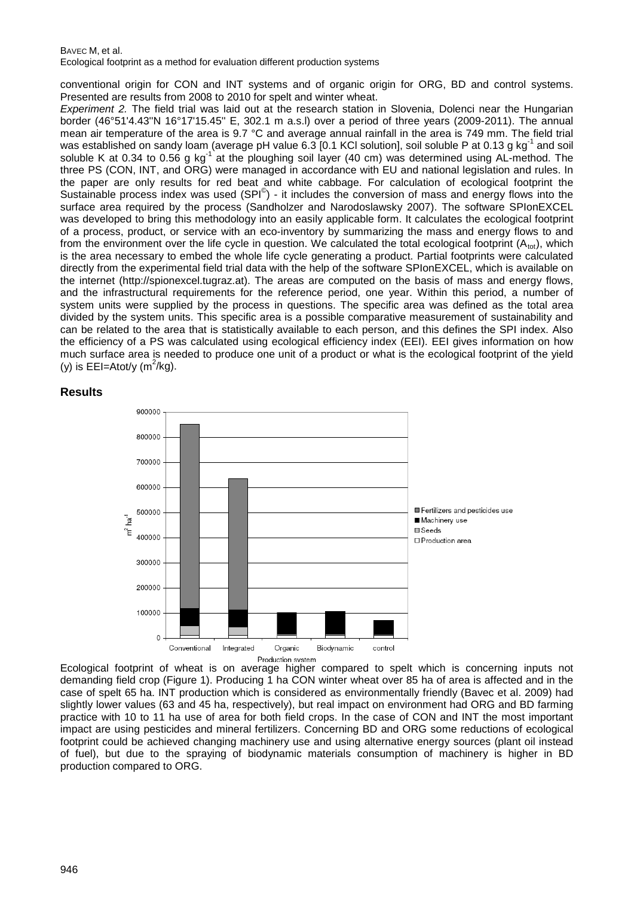conventional origin for CON and INT systems and of organic origin for ORG, BD and control systems. Presented are results from 2008 to 2010 for spelt and winter wheat.

*Experiment 2.* The field trial was laid out at the research station in Slovenia, Dolenci near the Hungarian border (46°51'4.43''N 16°17'15.45'' E, 302.1 m a.s.l) over a period of three years (2009-2011). The annual mean air temperature of the area is 9.7 °C and average annual rainfall in the area is 749 mm. The field trial was established on sandy loam (average pH value 6.3 [0.1 KCl solution], soil soluble P at 0.13 g $kg^{-1}$ and soil soluble K at 0.34 to 0.56 g $kg^{-1}$ at the ploughing soil layer (40 cm) was determined using AL-method. The three PS (CON, INT, and ORG) were managed in accordance with EU and national legislation and rules. In the paper are only results for red beat and white cabbage. For calculation of ecological footprint the Sustainable process index was used (SPI©) - it includes the conversion of mass and energy flows into the surface area required by the process (Sandholzer and Narodoslawsky 2007). The software SPIonEXCEL was developed to bring this methodology into an easily applicable form. It calculates the ecological footprint of a process, product, or service with an eco-inventory by summarizing the mass and energy flows to and from the environment over the life cycle in question. We calculated the total ecological footprint ($A_{tot}$), which is the area necessary to embed the whole life cycle generating a product. Partial footprints were calculated directly from the experimental field trial data with the help of the software SPIonEXCEL, which is available on the internet (http://spionexcel.tugraz.at). The areas are computed on the basis of mass and energy flows, and the infrastructural requirements for the reference period, one year. Within this period, a number of system units were supplied by the process in questions. The specific area was defined as the total area divided by the system units. This specific area is a possible comparative measurement of sustainability and can be related to the area that is statistically available to each person, and this defines the SPI index. Also the efficiency of a PS was calculated using ecological efficiency index (EEI). EEI gives information on how much surface area is needed to produce one unit of a product or what is the ecological footprint of the yield (y) is $EEI = Atot/y$ ($m^2/kg$).

## Results

Ecological footprint of wheat is on average higher compared to spelt which is concerning inputs not demanding field crop (Figure 1). Producing 1 ha CON winter wheat over 85 ha of area is affected and in the case of spelt 65 ha. INT production which is considered as environmentally friendly (Bavec et al. 2009) had slightly lower values (63 and 45 ha, respectively), but real impact on environment had ORG and BD farming practice with 10 to 11 ha use of area for both field crops. In the case of CON and INT the most important impact are using pesticides and mineral fertilizers. Concerning BD and ORG some reductions of ecological footprint could be achieved changing machinery use and using alternative energy sources (plant oil instead of fuel), but due to the spraying of biodynamic materials consumption of machinery is higher in BD production compared to ORG.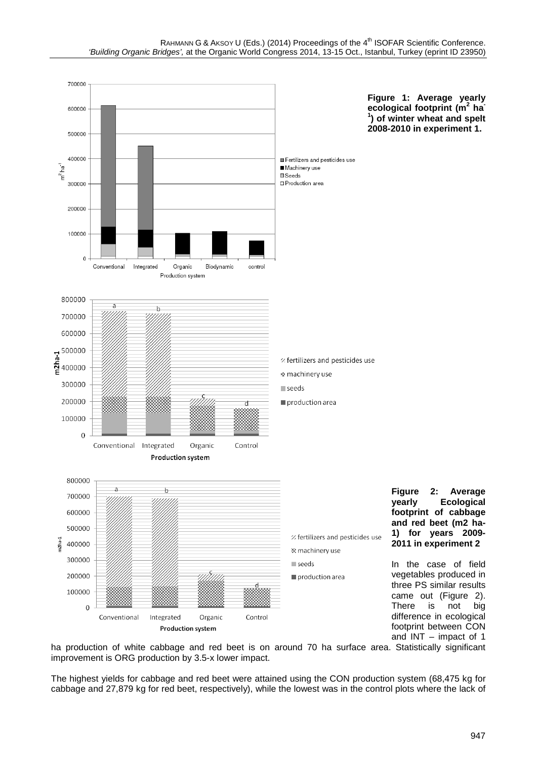**Figure 1: Average yearly ecological footprint ($m^2$ $ha^{-1}$) of winter wheat and spelt 2008-2010 in experiment 1.**

**Figure 2: Average yearly Ecological footprint of cabbage and red beet (m2 ha-1) for years 2009-2011 in experiment 2**

In the case of field vegetables produced in three PS similar results came out (Figure 2). There is not big difference in ecological footprint between CON and INT – impact of 1 ha production of white cabbage and red beet is on around 70 ha surface area. Statistically significant improvement is ORG production by 3.5-x lower impact.

The highest yields for cabbage and red beet were attained using the CON production system (68,475 kg for cabbage and 27,879 kg for red beet, respectively), while the lowest was in the control plots where the lack of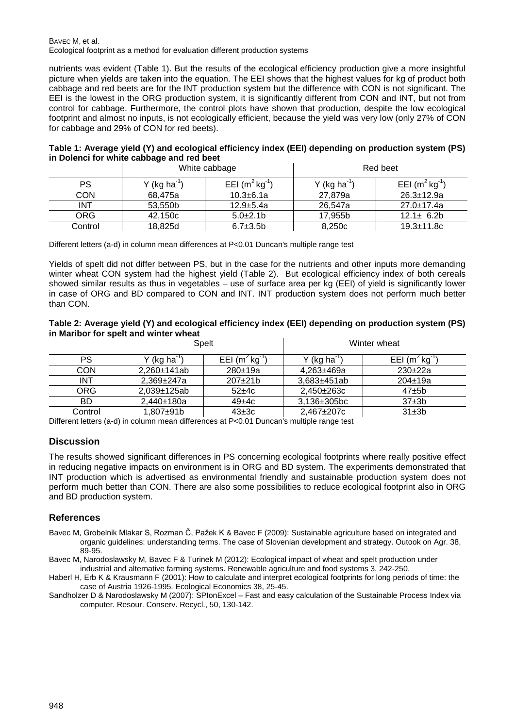nutrients was evident (Table 1). But the results of the ecological efficiency production give a more insightful picture when yields are taken into the equation. The EEI shows that the highest values for kg of product both cabbage and red beets are for the INT production system but the difference with CON is not significant. The EEI is the lowest in the ORG production system, it is significantly different from CON and INT, but not from control for cabbage. Furthermore, the control plots have shown that production, despite the low ecological footprint and almost no inputs, is not ecologically efficient, because the yield was very low (only 27% of CON for cabbage and 29% of CON for red beets).

**Table 1: Average yield (Y) and ecological efficiency index (EEI) depending on production system (PS) in Dolenci for white cabbage and red beet**

| | White cabbage | | Red beet | |
|---|---|---|---|---|
| PS | Y (kg ha$^{-1}$) | EEI (m$^2$ kg$^{-1}$) | Y (kg ha$^{-1}$) | EEI (m$^2$ kg$^{-1}$) |
| CON | 68,475a | 10.3±6.1a | 27,879a | 26.3±12.9a |
| INT | 53,550b | 12.9±5.4a | 26,547a | 27.0±17.4a |
| ORG | 42,150c | 5.0±2.1b | 17,955b | 12.1± 6.2b |
| Control | 18,825d | 6.7±3.5b | 8,250c | 19.3±11.8c |

Different letters (a-d) in column mean differences at P<0.01 Duncan's multiple range test

Yields of spelt did not differ between PS, but in the case for the nutrients and other inputs more demanding winter wheat CON system had the highest yield (Table 2). But ecological efficiency index of both cereals showed similar results as thus in vegetables – use of surface area per kg (EEI) of yield is significantly lower in case of ORG and BD compared to CON and INT. INT production system does not perform much better than CON.

**Table 2: Average yield (Y) and ecological efficiency index (EEI) depending on production system (PS) in Maribor for spelt and winter wheat**

| | Spelt | | Winter wheat | |
|---|---|---|---|---|
| PS | Y (kg ha$^{-1}$) | EEI (m$^2$ kg$^{-1}$) | Y (kg ha$^{-1}$) | EEI (m$^2$ kg$^{-1}$) |
| CON | 2,260±141ab | 280±19a | 4,263±469a | 230±22a |
| INT | 2,369±247a | 207±21b | 3,683±451ab | 204±19a |
| ORG | 2,039±125ab | 52±4c | 2,450±263c | 47±5b |
| BD | 2,440±180a | 49±4c | 3,136±305bc | 37±3b |
| Control | 1,807±91b | 43±3c | 2,467±207c | 31±3b |

Different letters (a-d) in column mean differences at P<0.01 Duncan's multiple range test

## Discussion

The results showed significant differences in PS concerning ecological footprints where really positive effect in reducing negative impacts on environment is in ORG and BD system. The experiments demonstrated that INT production which is advertised as environmental friendly and sustainable production system does not perform much better than CON. There are also some possibilities to reduce ecological footprint also in ORG and BD production system.

## References

Bavec M, Grobelnik Mlakar S, Rozman Č, Pažek K & Bavec F (2009): Sustainable agriculture based on integrated and organic guidelines: understanding terms. The case of Slovenian development and strategy. Outook on Agr. 38, 89-95.

Bavec M, Narodoslawsky M, Bavec F & Turinek M (2012): Ecological impact of wheat and spelt production under industrial and alternative farming systems. Renewable agriculture and food systems 3, 242-250.

Haberl H, Erb K & Krausmann F (2001): How to calculate and interpret ecological footprints for long periods of time: the case of Austria 1926-1995. Ecological Economics 38, 25-45.

Sandholzer D & Narodoslawsky M (2007): SPIonExcel – Fast and easy calculation of the Sustainable Process Index via computer. Resour. Conserv. Recycl., 50, 130-142.